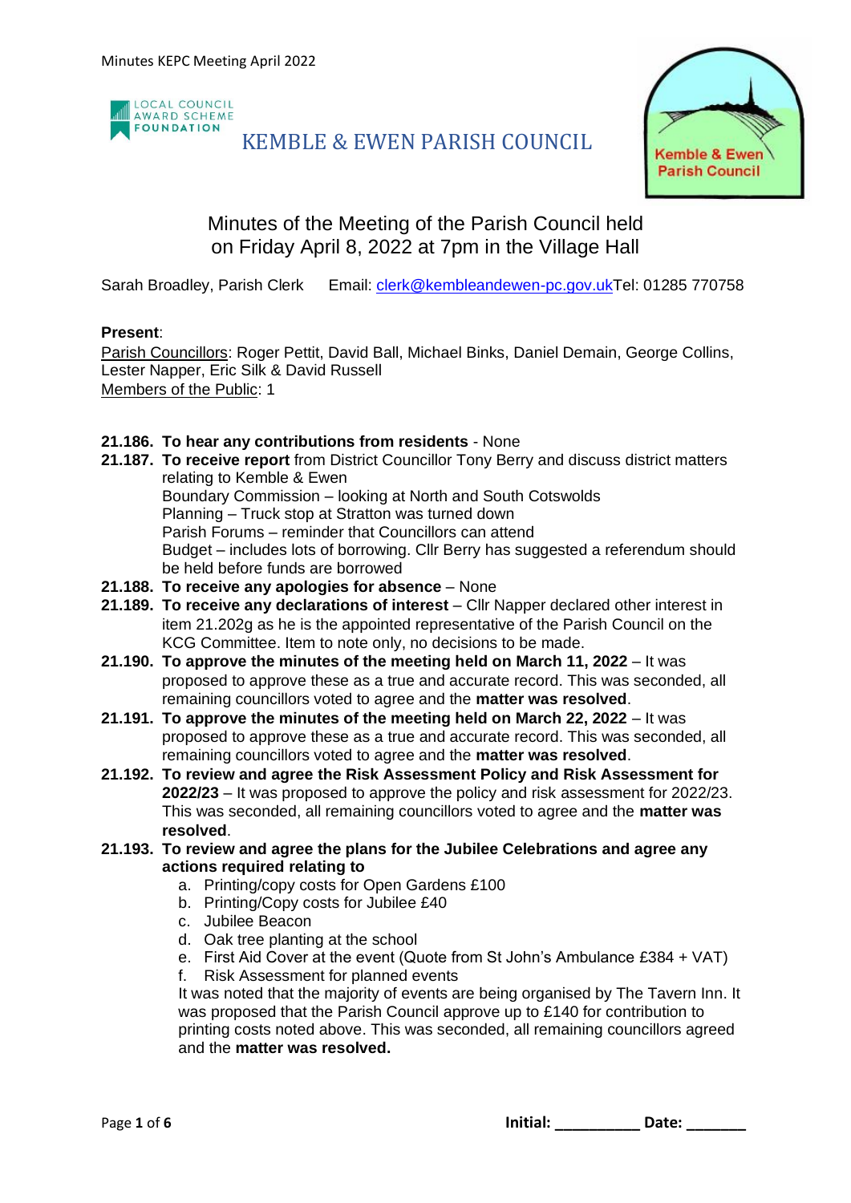LOCAL COUNCIL AWARD SCHEME FOUNDATION

# KEMBLE & EWEN PARISH COUNCIL

Kemble & Ewen Parish Council

## Minutes of the Meeting of the Parish Council held on Friday April 8, 2022 at 7pm in the Village Hall

Sarah Broadley, Parish Clerk  Email: clerk@kembleandewen-pc.gov.uk Tel: 01285 770758

**Present**:
Parish Councillors: Roger Pettit, David Ball, Michael Binks, Daniel Demain, George Collins, Lester Napper, Eric Silk & David Russell
Members of the Public: 1

**21.186. To hear any contributions from residents** - None

**21.187. To receive report** from District Councillor Tony Berry and discuss district matters relating to Kemble & Ewen
Boundary Commission – looking at North and South Cotswolds
Planning – Truck stop at Stratton was turned down
Parish Forums – reminder that Councillors can attend
Budget – includes lots of borrowing. Cllr Berry has suggested a referendum should be held before funds are borrowed

**21.188. To receive any apologies for absence** – None

**21.189. To receive any declarations of interest** – Cllr Napper declared other interest in item 21.202g as he is the appointed representative of the Parish Council on the KCG Committee. Item to note only, no decisions to be made.

**21.190. To approve the minutes of the meeting held on March 11, 2022** – It was proposed to approve these as a true and accurate record. This was seconded, all remaining councillors voted to agree and the **matter was resolved**.

**21.191. To approve the minutes of the meeting held on March 22, 2022** – It was proposed to approve these as a true and accurate record. This was seconded, all remaining councillors voted to agree and the **matter was resolved**.

**21.192. To review and agree the Risk Assessment Policy and Risk Assessment for 2022/23** – It was proposed to approve the policy and risk assessment for 2022/23. This was seconded, all remaining councillors voted to agree and the **matter was resolved**.

**21.193. To review and agree the plans for the Jubilee Celebrations and agree any actions required relating to**

a. Printing/copy costs for Open Gardens £100
b. Printing/Copy costs for Jubilee £40
c. Jubilee Beacon
d. Oak tree planting at the school
e. First Aid Cover at the event (Quote from St John's Ambulance £384 + VAT)
f. Risk Assessment for planned events

It was noted that the majority of events are being organised by The Tavern Inn. It was proposed that the Parish Council approve up to £140 for contribution to printing costs noted above. This was seconded, all remaining councillors agreed and the **matter was resolved.**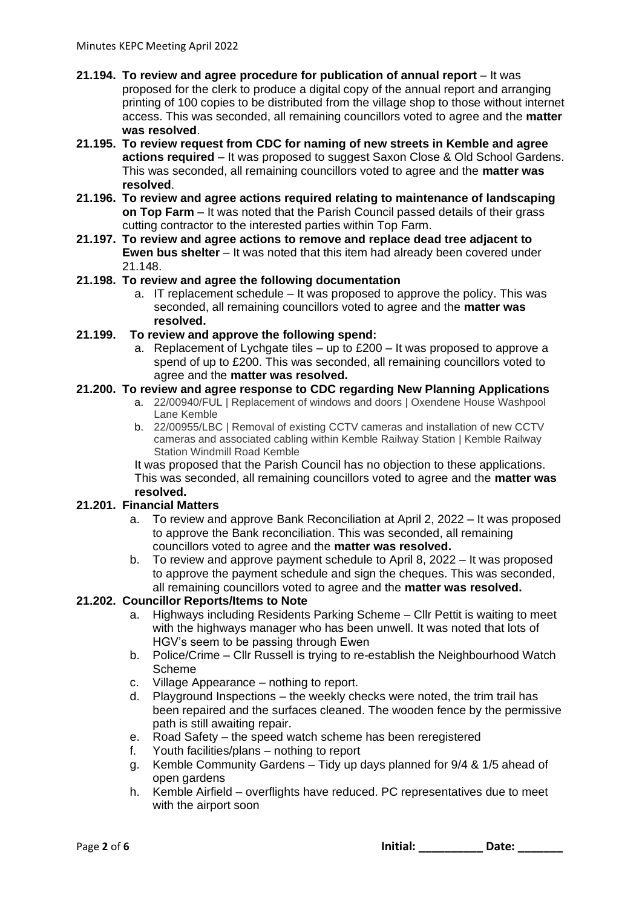**21.194. To review and agree procedure for publication of annual report** – It was proposed for the clerk to produce a digital copy of the annual report and arranging printing of 100 copies to be distributed from the village shop to those without internet access. This was seconded, all remaining councillors voted to agree and the **matter was resolved**.

**21.195. To review request from CDC for naming of new streets in Kemble and agree actions required** – It was proposed to suggest Saxon Close & Old School Gardens. This was seconded, all remaining councillors voted to agree and the **matter was resolved**.

**21.196. To review and agree actions required relating to maintenance of landscaping on Top Farm** – It was noted that the Parish Council passed details of their grass cutting contractor to the interested parties within Top Farm.

**21.197. To review and agree actions to remove and replace dead tree adjacent to Ewen bus shelter** – It was noted that this item had already been covered under 21.148.

**21.198. To review and agree the following documentation**

a. IT replacement schedule – It was proposed to approve the policy. This was seconded, all remaining councillors voted to agree and the **matter was resolved.**

**21.199. To review and approve the following spend:**

a. Replacement of Lychgate tiles – up to £200 – It was proposed to approve a spend of up to £200. This was seconded, all remaining councillors voted to agree and the **matter was resolved.**

**21.200. To review and agree response to CDC regarding New Planning Applications**

a. 22/00940/FUL | Replacement of windows and doors | Oxendene House Washpool Lane Kemble
b. 22/00955/LBC | Removal of existing CCTV cameras and installation of new CCTV cameras and associated cabling within Kemble Railway Station | Kemble Railway Station Windmill Road Kemble

It was proposed that the Parish Council has no objection to these applications. This was seconded, all remaining councillors voted to agree and the **matter was resolved.**

**21.201. Financial Matters**

a. To review and approve Bank Reconciliation at April 2, 2022 – It was proposed to approve the Bank reconciliation. This was seconded, all remaining councillors voted to agree and the **matter was resolved.**
b. To review and approve payment schedule to April 8, 2022 – It was proposed to approve the payment schedule and sign the cheques. This was seconded, all remaining councillors voted to agree and the **matter was resolved.**

**21.202. Councillor Reports/Items to Note**

a. Highways including Residents Parking Scheme – Cllr Pettit is waiting to meet with the highways manager who has been unwell. It was noted that lots of HGV's seem to be passing through Ewen
b. Police/Crime – Cllr Russell is trying to re-establish the Neighbourhood Watch Scheme
c. Village Appearance – nothing to report.
d. Playground Inspections – the weekly checks were noted, the trim trail has been repaired and the surfaces cleaned. The wooden fence by the permissive path is still awaiting repair.
e. Road Safety – the speed watch scheme has been reregistered
f. Youth facilities/plans – nothing to report
g. Kemble Community Gardens – Tidy up days planned for 9/4 & 1/5 ahead of open gardens
h. Kemble Airfield – overflights have reduced. PC representatives due to meet with the airport soon

Initial: __________ Date: _______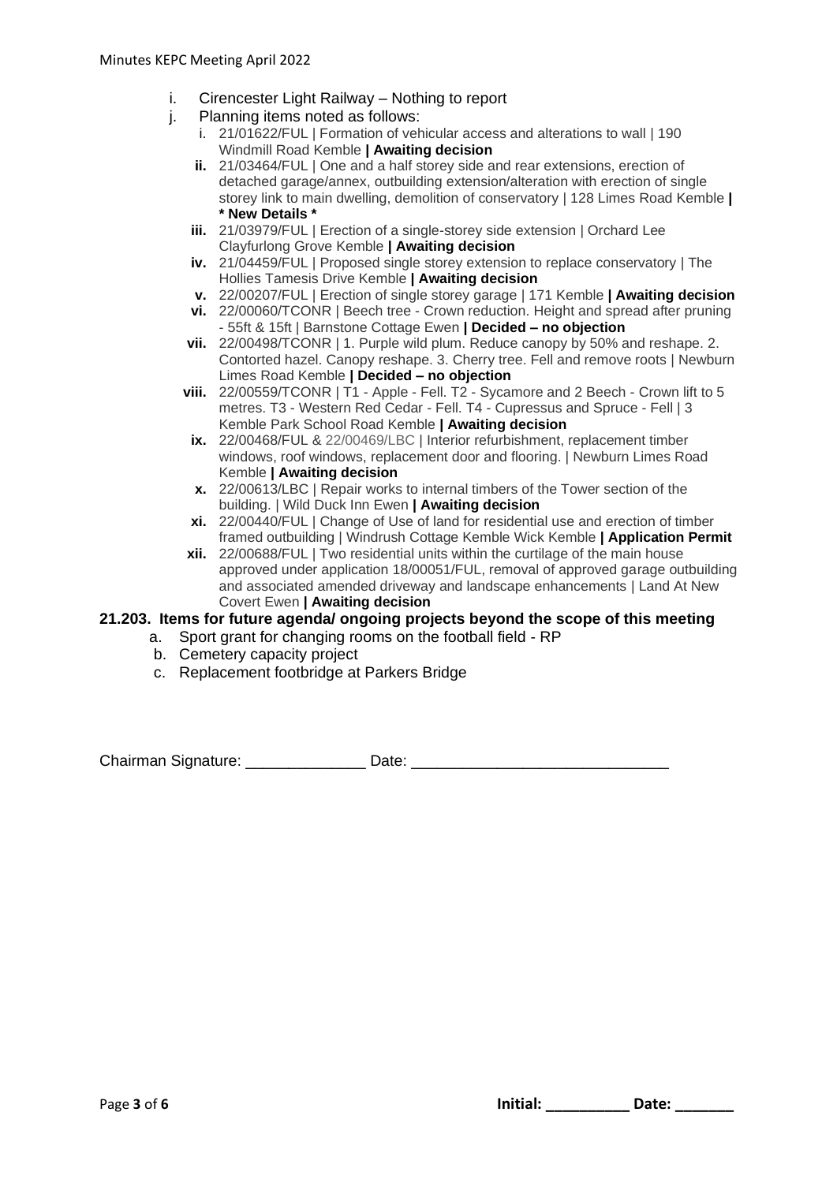i. Cirencester Light Railway – Nothing to report
j. Planning items noted as follows:
    i. 21/01622/FUL | Formation of vehicular access and alterations to wall | 190 Windmill Road Kemble **| Awaiting decision**
    **ii.** 21/03464/FUL | One and a half storey side and rear extensions, erection of detached garage/annex, outbuilding extension/alteration with erection of single storey link to main dwelling, demolition of conservatory | 128 Limes Road Kemble **| * New Details ***
    **iii.** 21/03979/FUL | Erection of a single-storey side extension | Orchard Lee Clayfurlong Grove Kemble **| Awaiting decision**
    **iv.** 21/04459/FUL | Proposed single storey extension to replace conservatory | The Hollies Tamesis Drive Kemble **| Awaiting decision**
    **v.** 22/00207/FUL | Erection of single storey garage | 171 Kemble **| Awaiting decision**
    **vi.** 22/00060/TCONR | Beech tree - Crown reduction. Height and spread after pruning - 55ft & 15ft | Barnstone Cottage Ewen **| Decided – no objection**
    **vii.** 22/00498/TCONR | 1. Purple wild plum. Reduce canopy by 50% and reshape. 2. Contorted hazel. Canopy reshape. 3. Cherry tree. Fell and remove roots | Newburn Limes Road Kemble **| Decided – no objection**
    **viii.** 22/00559/TCONR | T1 - Apple - Fell. T2 - Sycamore and 2 Beech - Crown lift to 5 metres. T3 - Western Red Cedar - Fell. T4 - Cupressus and Spruce - Fell | 3 Kemble Park School Road Kemble **| Awaiting decision**
    **ix.** 22/00468/FUL & 22/00469/LBC | Interior refurbishment, replacement timber windows, roof windows, replacement door and flooring. | Newburn Limes Road Kemble **| Awaiting decision**
    **x.** 22/00613/LBC | Repair works to internal timbers of the Tower section of the building. | Wild Duck Inn Ewen **| Awaiting decision**
    **xi.** 22/00440/FUL | Change of Use of land for residential use and erection of timber framed outbuilding | Windrush Cottage Kemble Wick Kemble **| Application Permit**
    **xii.** 22/00688/FUL | Two residential units within the curtilage of the main house approved under application 18/00051/FUL, removal of approved garage outbuilding and associated amended driveway and landscape enhancements | Land At New Covert Ewen **| Awaiting decision**

**21.203. Items for future agenda/ ongoing projects beyond the scope of this meeting**

a. Sport grant for changing rooms on the football field - RP
b. Cemetery capacity project
c. Replacement footbridge at Parkers Bridge

Chairman Signature: ______________ Date: ______________________________

Initial: __________ Date: _______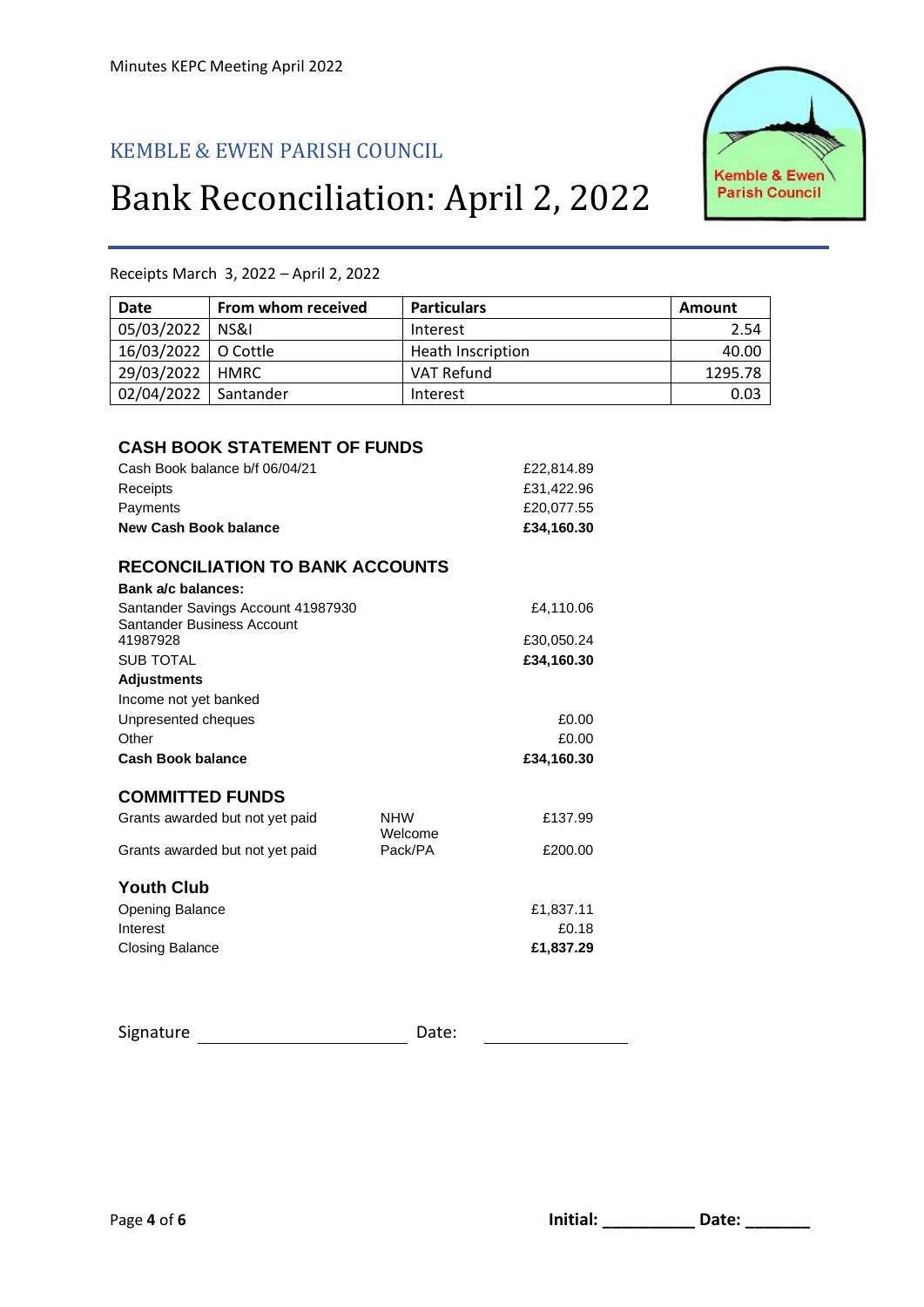KEMBLE & EWEN PARISH COUNCIL

# Bank Reconciliation: April 2, 2022

Receipts March 3, 2022 – April 2, 2022

| Date | From whom received | Particulars | Amount |
|---|---|---|---|
| 05/03/2022 | NS&I | Interest | 2.54 |
| 16/03/2022 | O Cottle | Heath Inscription | 40.00 |
| 29/03/2022 | HMRC | VAT Refund | 1295.78 |
| 02/04/2022 | Santander | Interest | 0.03 |

## CASH BOOK STATEMENT OF FUNDS

| | |
|---|---|
| Cash Book balance b/f 06/04/21 | £22,814.89 |
| Receipts | £31,422.96 |
| Payments | £20,077.55 |
| **New Cash Book balance** | **£34,160.30** |

## RECONCILIATION TO BANK ACCOUNTS

| | |
|---|---|
| **Bank a/c balances:** | |
| Santander Savings Account 41987930 | £4,110.06 |
| Santander Business Account 41987928 | £30,050.24 |
| SUB TOTAL | **£34,160.30** |
| **Adjustments** | |
| Income not yet banked | |
| Unpresented cheques | £0.00 |
| Other | £0.00 |
| **Cash Book balance** | **£34,160.30** |

## COMMITTED FUNDS

| | | |
|---|---|---|
| Grants awarded but not yet paid | NHW | £137.99 |
| Grants awarded but not yet paid | Welcome Pack/PA | £200.00 |

## Youth Club

| | |
|---|---|
| Opening Balance | £1,837.11 |
| Interest | £0.18 |
| Closing Balance | **£1,837.29** |

Signature ______________________ Date: _______________

Initial: __________ Date: _______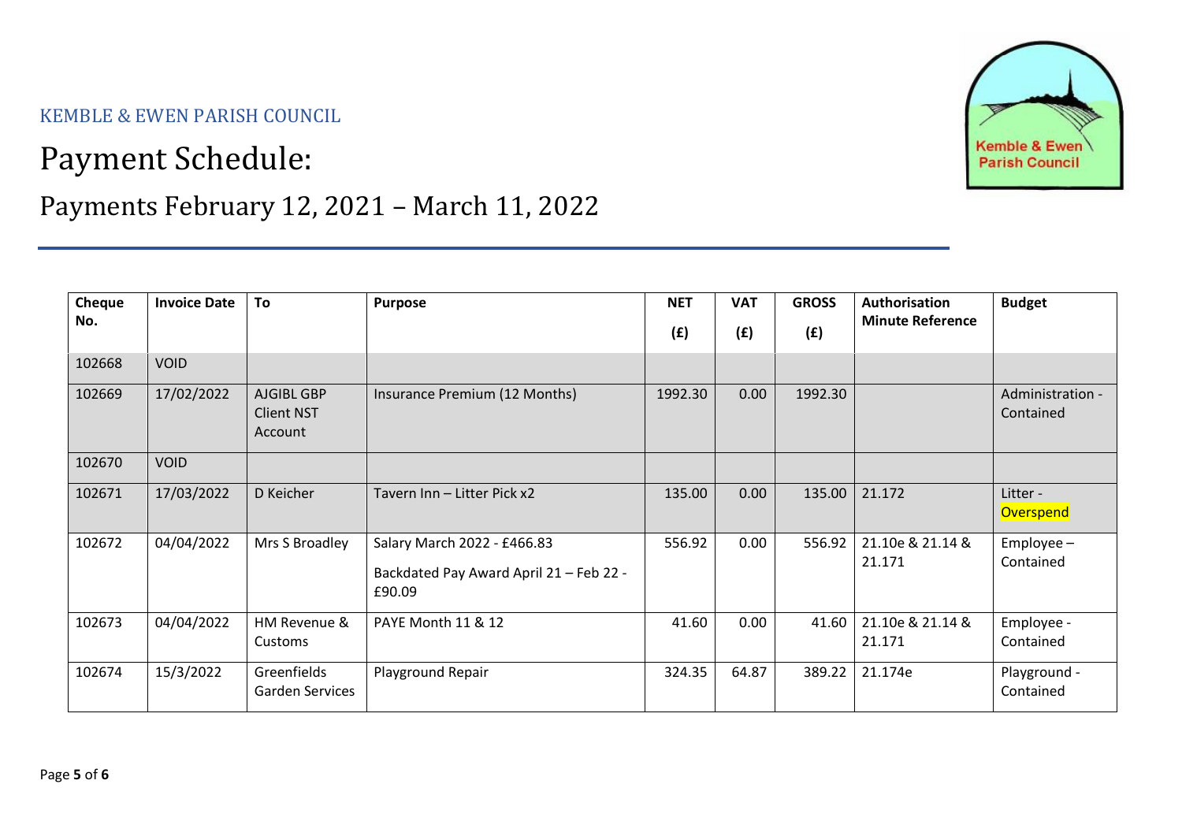KEMBLE & EWEN PARISH COUNCIL

# Payment Schedule:

## Payments February 12, 2021 – March 11, 2022

| Cheque No. | Invoice Date | To | Purpose | NET (£) | VAT (£) | GROSS (£) | Authorisation Minute Reference | Budget |
|---|---|---|---|---|---|---|---|---|
| 102668 | VOID | | | | | | | |
| 102669 | 17/02/2022 | AJGIBL GBP Client NST Account | Insurance Premium (12 Months) | 1992.30 | 0.00 | 1992.30 | | Administration - Contained |
| 102670 | VOID | | | | | | | |
| 102671 | 17/03/2022 | D Keicher | Tavern Inn – Litter Pick x2 | 135.00 | 0.00 | 135.00 | 21.172 | Litter - Overspend |
| 102672 | 04/04/2022 | Mrs S Broadley | Salary March 2022 - £466.83<br>Backdated Pay Award April 21 – Feb 22 - £90.09 | 556.92 | 0.00 | 556.92 | 21.10e & 21.14 & 21.171 | Employee – Contained |
| 102673 | 04/04/2022 | HM Revenue & Customs | PAYE Month 11 & 12 | 41.60 | 0.00 | 41.60 | 21.10e & 21.14 & 21.171 | Employee - Contained |
| 102674 | 15/3/2022 | Greenfields Garden Services | Playground Repair | 324.35 | 64.87 | 389.22 | 21.174e | Playground - Contained |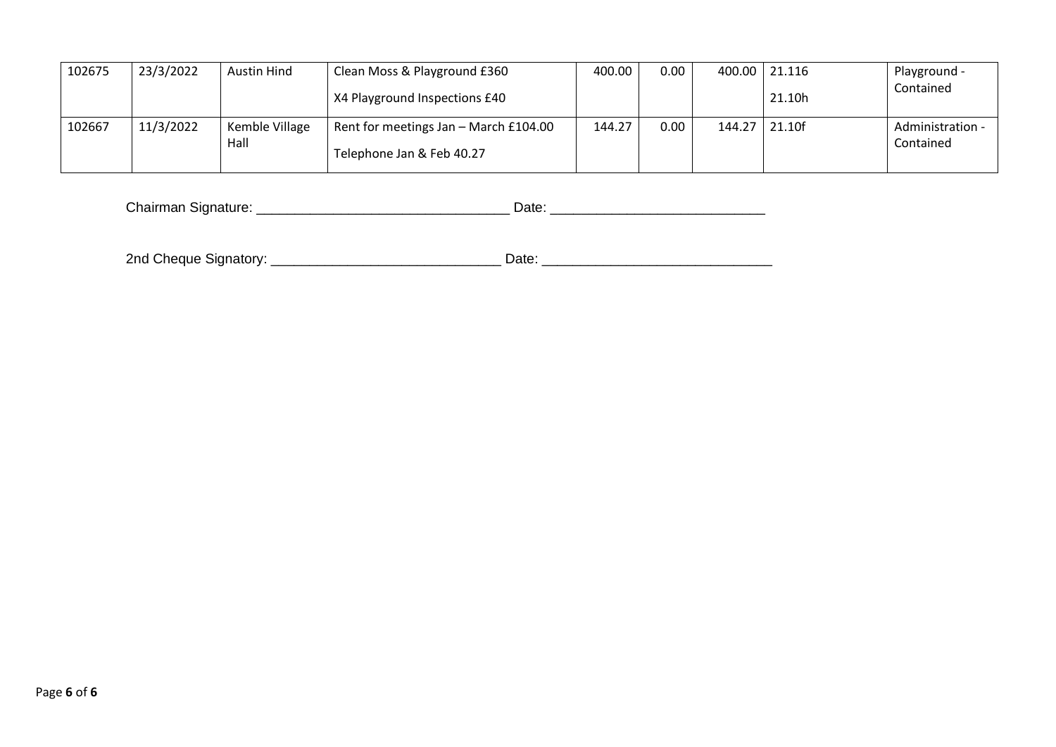| | | | | | | | | |
|---|---|---|---|---|---|---|---|---|
| 102675 | 23/3/2022 | Austin Hind | Clean Moss & Playground £360<br><br>X4 Playground Inspections £40 | 400.00 | 0.00 | 400.00 | 21.116<br><br>21.10h | Playground - Contained |
| 102667 | 11/3/2022 | Kemble Village Hall | Rent for meetings Jan – March £104.00<br><br>Telephone Jan & Feb 40.27 | 144.27 | 0.00 | 144.27 | 21.10f | Administration - Contained |

Chairman Signature: ________________________________ Date: ___________________________

2nd Cheque Signatory: _____________________________ Date: _____________________________